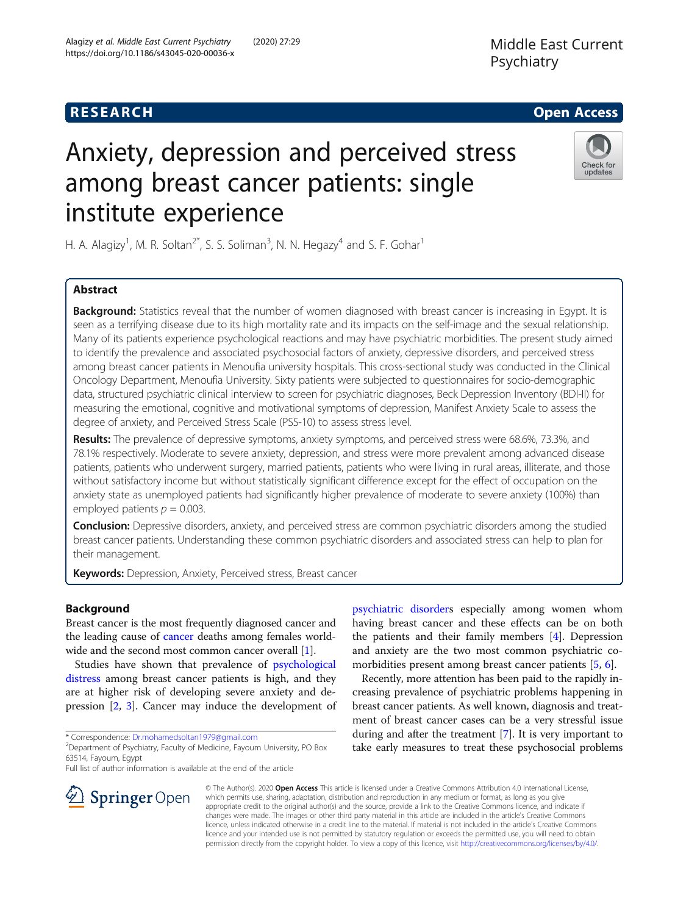# RESEARCH Open Access

# Anxiety, depression and perceived stress among breast cancer patients: single institute experience

H. A. Alagizy[1], M. R. Soltan[2*], S. S. Soliman[3], N. N. Hegazy[4] and S. F. Gohar[1]

## Abstract

**Background:** Statistics reveal that the number of women diagnosed with breast cancer is increasing in Egypt. It is seen as a terrifying disease due to its high mortality rate and its impacts on the self-image and the sexual relationship. Many of its patients experience psychological reactions and may have psychiatric morbidities. The present study aimed to identify the prevalence and associated psychosocial factors of anxiety, depressive disorders, and perceived stress among breast cancer patients in Menoufia university hospitals. This cross-sectional study was conducted in the Clinical Oncology Department, Menoufia University. Sixty patients were subjected to questionnaires for socio-demographic data, structured psychiatric clinical interview to screen for psychiatric diagnoses, Beck Depression Inventory (BDI-II) for measuring the emotional, cognitive and motivational symptoms of depression, Manifest Anxiety Scale to assess the degree of anxiety, and Perceived Stress Scale (PSS-10) to assess stress level.

**Results:** The prevalence of depressive symptoms, anxiety symptoms, and perceived stress were 68.6%, 73.3%, and 78.1% respectively. Moderate to severe anxiety, depression, and stress were more prevalent among advanced disease patients, patients who underwent surgery, married patients, patients who were living in rural areas, illiterate, and those without satisfactory income but without statistically significant difference except for the effect of occupation on the anxiety state as unemployed patients had significantly higher prevalence of moderate to severe anxiety (100%) than employed patients $p = 0.003$.

**Conclusion:** Depressive disorders, anxiety, and perceived stress are common psychiatric disorders among the studied breast cancer patients. Understanding these common psychiatric disorders and associated stress can help to plan for their management.

**Keywords:** Depression, Anxiety, Perceived stress, Breast cancer

## Background

Breast cancer is the most frequently diagnosed cancer and the leading cause of cancer deaths among females worldwide and the second most common cancer overall [1].

Studies have shown that prevalence of psychological distress among breast cancer patients is high, and they are at higher risk of developing severe anxiety and depression [2, 3]. Cancer may induce the development of psychiatric disorders especially among women whom having breast cancer and these effects can be on both the patients and their family members [4]. Depression and anxiety are the two most common psychiatric comorbidities present among breast cancer patients [5, 6].

Recently, more attention has been paid to the rapidly increasing prevalence of psychiatric problems happening in breast cancer patients. As well known, diagnosis and treatment of breast cancer cases can be a very stressful issue during and after the treatment [7]. It is very important to take early measures to treat these psychosocial problems

\* Correspondence: Dr.mohamedsoltan1979@gmail.com
[2]Department of Psychiatry, Faculty of Medicine, Fayoum University, PO Box 63514, Fayoum, Egypt
Full list of author information is available at the end of the article

© The Author(s). 2020 **Open Access** This article is licensed under a Creative Commons Attribution 4.0 International License, which permits use, sharing, adaptation, distribution and reproduction in any medium or format, as long as you give appropriate credit to the original author(s) and the source, provide a link to the Creative Commons licence, and indicate if changes were made. The images or other third party material in this article are included in the article's Creative Commons licence, unless indicated otherwise in a credit line to the material. If material is not included in the article's Creative Commons licence and your intended use is not permitted by statutory regulation or exceeds the permitted use, you will need to obtain permission directly from the copyright holder. To view a copy of this licence, visit http://creativecommons.org/licenses/by/4.0/.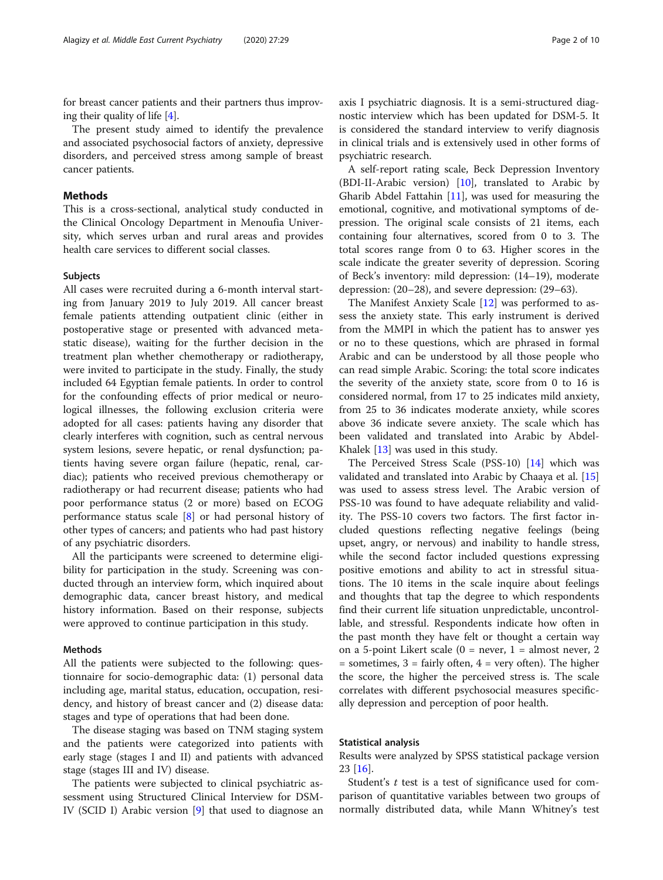for breast cancer patients and their partners thus improving their quality of life [4].

The present study aimed to identify the prevalence and associated psychosocial factors of anxiety, depressive disorders, and perceived stress among sample of breast cancer patients.

## Methods

This is a cross-sectional, analytical study conducted in the Clinical Oncology Department in Menoufia University, which serves urban and rural areas and provides health care services to different social classes.

### Subjects

All cases were recruited during a 6-month interval starting from January 2019 to July 2019. All cancer breast female patients attending outpatient clinic (either in postoperative stage or presented with advanced metastatic disease), waiting for the further decision in the treatment plan whether chemotherapy or radiotherapy, were invited to participate in the study. Finally, the study included 64 Egyptian female patients. In order to control for the confounding effects of prior medical or neurological illnesses, the following exclusion criteria were adopted for all cases: patients having any disorder that clearly interferes with cognition, such as central nervous system lesions, severe hepatic, or renal dysfunction; patients having severe organ failure (hepatic, renal, cardiac); patients who received previous chemotherapy or radiotherapy or had recurrent disease; patients who had poor performance status (2 or more) based on ECOG performance status scale [8] or had personal history of other types of cancers; and patients who had past history of any psychiatric disorders.

All the participants were screened to determine eligibility for participation in the study. Screening was conducted through an interview form, which inquired about demographic data, cancer breast history, and medical history information. Based on their response, subjects were approved to continue participation in this study.

### Methods

All the patients were subjected to the following: questionnaire for socio-demographic data: (1) personal data including age, marital status, education, occupation, residency, and history of breast cancer and (2) disease data: stages and type of operations that had been done.

The disease staging was based on TNM staging system and the patients were categorized into patients with early stage (stages I and II) and patients with advanced stage (stages III and IV) disease.

The patients were subjected to clinical psychiatric assessment using Structured Clinical Interview for DSM-IV (SCID I) Arabic version [9] that used to diagnose an axis I psychiatric diagnosis. It is a semi-structured diagnostic interview which has been updated for DSM-5. It is considered the standard interview to verify diagnosis in clinical trials and is extensively used in other forms of psychiatric research.

A self-report rating scale, Beck Depression Inventory (BDI-II-Arabic version) [10], translated to Arabic by Gharib Abdel Fattahin [11], was used for measuring the emotional, cognitive, and motivational symptoms of depression. The original scale consists of 21 items, each containing four alternatives, scored from 0 to 3. The total scores range from 0 to 63. Higher scores in the scale indicate the greater severity of depression. Scoring of Beck's inventory: mild depression: (14–19), moderate depression: (20–28), and severe depression: (29–63).

The Manifest Anxiety Scale [12] was performed to assess the anxiety state. This early instrument is derived from the MMPI in which the patient has to answer yes or no to these questions, which are phrased in formal Arabic and can be understood by all those people who can read simple Arabic. Scoring: the total score indicates the severity of the anxiety state, score from 0 to 16 is considered normal, from 17 to 25 indicates mild anxiety, from 25 to 36 indicates moderate anxiety, while scores above 36 indicate severe anxiety. The scale which has been validated and translated into Arabic by Abdel-Khalek [13] was used in this study.

The Perceived Stress Scale (PSS-10) [14] which was validated and translated into Arabic by Chaaya et al. [15] was used to assess stress level. The Arabic version of PSS-10 was found to have adequate reliability and validity. The PSS-10 covers two factors. The first factor included questions reflecting negative feelings (being upset, angry, or nervous) and inability to handle stress, while the second factor included questions expressing positive emotions and ability to act in stressful situations. The 10 items in the scale inquire about feelings and thoughts that tap the degree to which respondents find their current life situation unpredictable, uncontrollable, and stressful. Respondents indicate how often in the past month they have felt or thought a certain way on a 5-point Likert scale (0 = never, 1 = almost never, 2 = sometimes, 3 = fairly often, 4 = very often). The higher the score, the higher the perceived stress is. The scale correlates with different psychosocial measures specifically depression and perception of poor health.

### Statistical analysis

Results were analyzed by SPSS statistical package version 23 [16].

Student's $t$ test is a test of significance used for comparison of quantitative variables between two groups of normally distributed data, while Mann Whitney's test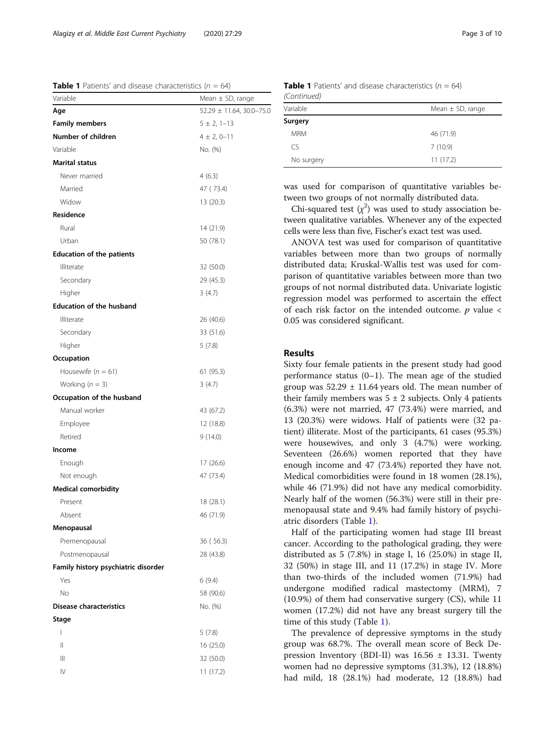**Table 1** Patients' and disease characteristics ($n = 64$)

| Variable | Mean ± SD, range |
|---|---|
| **Age** | 52.29 ± 11.64, 30.0–75.0 |
| **Family members** | 5 ± 2, 1–13 |
| **Number of children** | 4 ± 2, 0–11 |
| Variable | No. (%) |
| **Marital status** | |
| Never married | 4 (6.3) |
| Married | 47 ( 73.4) |
| Widow | 13 (20.3) |
| **Residence** | |
| Rural | 14 (21.9) |
| Urban | 50 (78.1) |
| **Education of the patients** | |
| Illiterate | 32 (50.0) |
| Secondary | 29 (45.3) |
| Higher | 3 (4.7) |
| **Education of the husband** | |
| Illiterate | 26 (40.6) |
| Secondary | 33 (51.6) |
| Higher | 5 (7.8) |
| **Occupation** | |
| Housewife ($n = 61$) | 61 (95.3) |
| Working ($n = 3$) | 3 (4.7) |
| **Occupation of the husband** | |
| Manual worker | 43 (67.2) |
| Employee | 12 (18.8) |
| Retired | 9 (14.0) |
| **Income** | |
| Enough | 17 (26.6) |
| Not enough | 47 (73.4) |
| **Medical comorbidity** | |
| Present | 18 (28.1) |
| Absent | 46 (71.9) |
| **Menopausal** | |
| Premenopausal | 36 ( 56.3) |
| Postmenopausal | 28 (43.8) |
| **Family history psychiatric disorder** | |
| Yes | 6 (9.4) |
| No | 58 (90.6) |
| **Disease characteristics** | No. (%) |
| **Stage** | |
| I | 5 (7.8) |
| II | 16 (25.0) |
| III | 32 (50.0) |
| IV | 11 (17.2) |
| **Surgery** | |
| MRM | 46 (71.9) |
| CS | 7 (10.9) |
| No surgery | 11 (17.2) |

was used for comparison of quantitative variables between two groups of not normally distributed data.

Chi-squared test ($\chi^2$) was used to study association between qualitative variables. Whenever any of the expected cells were less than five, Fischer's exact test was used.

ANOVA test was used for comparison of quantitative variables between more than two groups of normally distributed data; Kruskal-Wallis test was used for comparison of quantitative variables between more than two groups of not normal distributed data. Univariate logistic regression model was performed to ascertain the effect of each risk factor on the intended outcome. $p$ value < 0.05 was considered significant.

## Results

Sixty four female patients in the present study had good performance status (0–1). The mean age of the studied group was 52.29 ± 11.64 years old. The mean number of their family members was 5 ± 2 subjects. Only 4 patients (6.3%) were not married, 47 (73.4%) were married, and 13 (20.3%) were widows. Half of patients were (32 patient) illiterate. Most of the participants, 61 cases (95.3%) were housewives, and only 3 (4.7%) were working. Seventeen (26.6%) women reported that they have enough income and 47 (73.4%) reported they have not. Medical comorbidities were found in 18 women (28.1%), while 46 (71.9%) did not have any medical comorbidity. Nearly half of the women (56.3%) were still in their premenopausal state and 9.4% had family history of psychiatric disorders (Table 1).

Half of the participating women had stage III breast cancer. According to the pathological grading, they were distributed as 5 (7.8%) in stage I, 16 (25.0%) in stage II, 32 (50%) in stage III, and 11 (17.2%) in stage IV. More than two-thirds of the included women (71.9%) had undergone modified radical mastectomy (MRM), 7 (10.9%) of them had conservative surgery (CS), while 11 women (17.2%) did not have any breast surgery till the time of this study (Table 1).

The prevalence of depressive symptoms in the study group was 68.7%. The overall mean score of Beck Depression Inventory (BDI-II) was 16.56 ± 13.31. Twenty women had no depressive symptoms (31.3%), 12 (18.8%) had mild, 18 (28.1%) had moderate, 12 (18.8%) had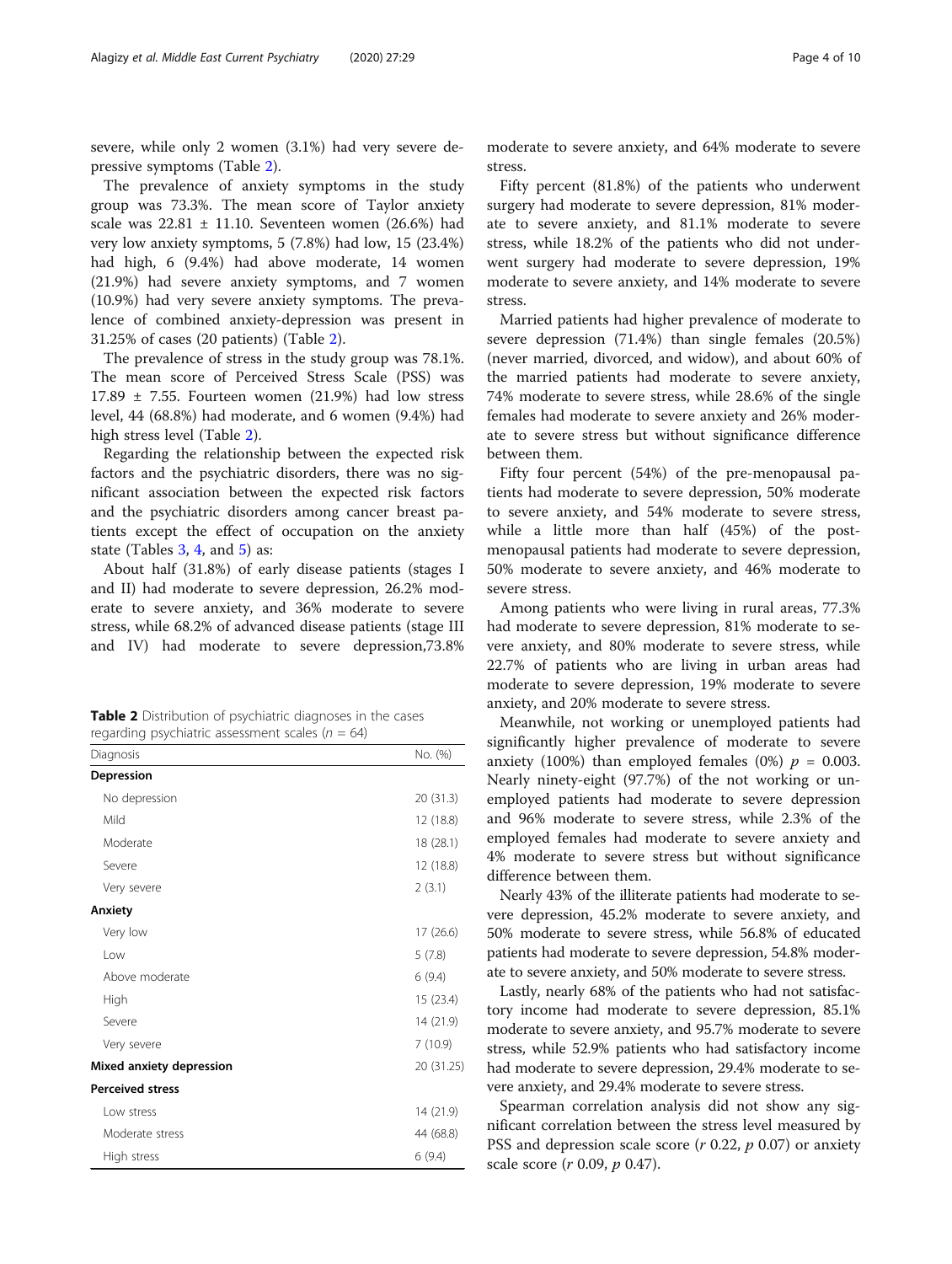severe, while only 2 women (3.1%) had very severe depressive symptoms (Table 2).

The prevalence of anxiety symptoms in the study group was 73.3%. The mean score of Taylor anxiety scale was 22.81 ± 11.10. Seventeen women (26.6%) had very low anxiety symptoms, 5 (7.8%) had low, 15 (23.4%) had high, 6 (9.4%) had above moderate, 14 women (21.9%) had severe anxiety symptoms, and 7 women (10.9%) had very severe anxiety symptoms. The prevalence of combined anxiety-depression was present in 31.25% of cases (20 patients) (Table 2).

The prevalence of stress in the study group was 78.1%. The mean score of Perceived Stress Scale (PSS) was 17.89 ± 7.55. Fourteen women (21.9%) had low stress level, 44 (68.8%) had moderate, and 6 women (9.4%) had high stress level (Table 2).

Regarding the relationship between the expected risk factors and the psychiatric disorders, there was no significant association between the expected risk factors and the psychiatric disorders among cancer breast patients except the effect of occupation on the anxiety state (Tables 3, 4, and 5) as:

About half (31.8%) of early disease patients (stages I and II) had moderate to severe depression, 26.2% moderate to severe anxiety, and 36% moderate to severe stress, while 68.2% of advanced disease patients (stage III and IV) had moderate to severe depression,73.8% moderate to severe anxiety, and 64% moderate to severe stress.

Fifty percent (81.8%) of the patients who underwent surgery had moderate to severe depression, 81% moderate to severe anxiety, and 81.1% moderate to severe stress, while 18.2% of the patients who did not underwent surgery had moderate to severe depression, 19% moderate to severe anxiety, and 14% moderate to severe stress.

Married patients had higher prevalence of moderate to severe depression (71.4%) than single females (20.5%) (never married, divorced, and widow), and about 60% of the married patients had moderate to severe anxiety, 74% moderate to severe stress, while 28.6% of the single females had moderate to severe anxiety and 26% moderate to severe stress but without significance difference between them.

Fifty four percent (54%) of the pre-menopausal patients had moderate to severe depression, 50% moderate to severe anxiety, and 54% moderate to severe stress, while a little more than half (45%) of the post-menopausal patients had moderate to severe depression, 50% moderate to severe anxiety, and 46% moderate to severe stress.

Among patients who were living in rural areas, 77.3% had moderate to severe depression, 81% moderate to severe anxiety, and 80% moderate to severe stress, while 22.7% of patients who are living in urban areas had moderate to severe depression, 19% moderate to severe anxiety, and 20% moderate to severe stress.

Meanwhile, not working or unemployed patients had significantly higher prevalence of moderate to severe anxiety (100%) than employed females (0%) $p = 0.003$. Nearly ninety-eight (97.7%) of the not working or unemployed patients had moderate to severe depression and 96% moderate to severe stress, while 2.3% of the employed females had moderate to severe anxiety and 4% moderate to severe stress but without significance difference between them.

Nearly 43% of the illiterate patients had moderate to severe depression, 45.2% moderate to severe anxiety, and 50% moderate to severe stress, while 56.8% of educated patients had moderate to severe depression, 54.8% moderate to severe anxiety, and 50% moderate to severe stress.

Lastly, nearly 68% of the patients who had not satisfactory income had moderate to severe depression, 85.1% moderate to severe anxiety, and 95.7% moderate to severe stress, while 52.9% patients who had satisfactory income had moderate to severe depression, 29.4% moderate to severe anxiety, and 29.4% moderate to severe stress.

Spearman correlation analysis did not show any significant correlation between the stress level measured by PSS and depression scale score ($r$ 0.22, $p$ 0.07) or anxiety scale score ($r$ 0.09, $p$ 0.47).

**Table 2** Distribution of psychiatric diagnoses in the cases regarding psychiatric assessment scales ($n = 64$)

| Diagnosis | No. (%) |
|---|---|
| **Depression** | |
| No depression | 20 (31.3) |
| Mild | 12 (18.8) |
| Moderate | 18 (28.1) |
| Severe | 12 (18.8) |
| Very severe | 2 (3.1) |
| **Anxiety** | |
| Very low | 17 (26.6) |
| Low | 5 (7.8) |
| Above moderate | 6 (9.4) |
| High | 15 (23.4) |
| Severe | 14 (21.9) |
| Very severe | 7 (10.9) |
| **Mixed anxiety depression** | 20 (31.25) |
| **Perceived stress** | |
| Low stress | 14 (21.9) |
| Moderate stress | 44 (68.8) |
| High stress | 6 (9.4) |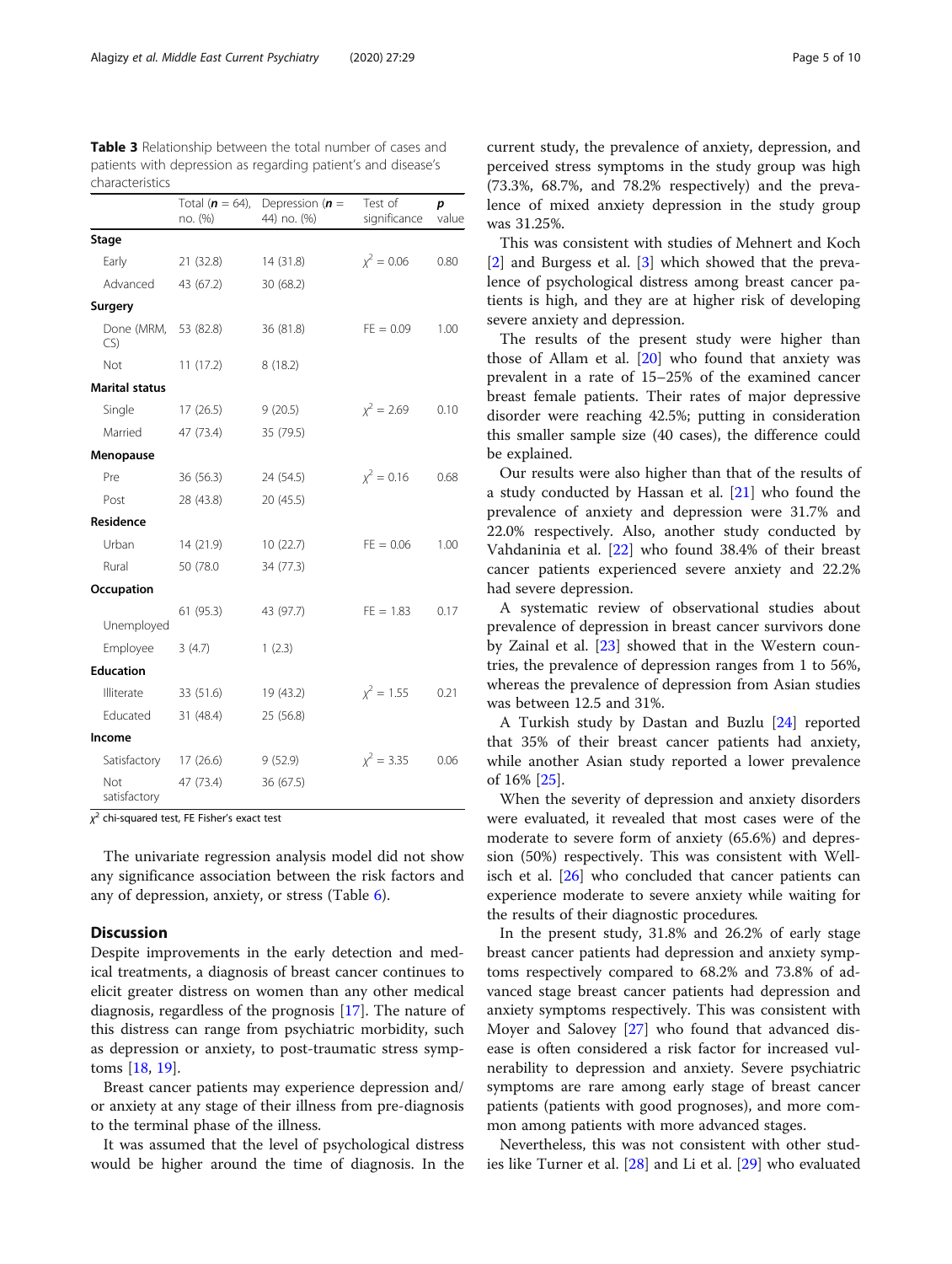**Table 3** Relationship between the total number of cases and patients with depression as regarding patient's and disease's characteristics

| | Total (**n** = 64), no. (%) | Depression (**n** = 44) no. (%) | Test of significance | **p** value |
|---|---|---|---|---|
| **Stage** | | | | |
| Early | 21 (32.8) | 14 (31.8) | $\chi^2 = 0.06$ | 0.80 |
| Advanced | 43 (67.2) | 30 (68.2) | | |
| **Surgery** | | | | |
| Done (MRM, CS) | 53 (82.8) | 36 (81.8) | FE = 0.09 | 1.00 |
| Not | 11 (17.2) | 8 (18.2) | | |
| **Marital status** | | | | |
| Single | 17 (26.5) | 9 (20.5) | $\chi^2 = 2.69$ | 0.10 |
| Married | 47 (73.4) | 35 (79.5) | | |
| **Menopause** | | | | |
| Pre | 36 (56.3) | 24 (54.5) | $\chi^2 = 0.16$ | 0.68 |
| Post | 28 (43.8) | 20 (45.5) | | |
| **Residence** | | | | |
| Urban | 14 (21.9) | 10 (22.7) | FE = 0.06 | 1.00 |
| Rural | 50 (78.0 | 34 (77.3) | | |
| **Occupation** | | | | |
| Unemployed | 61 (95.3) | 43 (97.7) | FE = 1.83 | 0.17 |
| Employee | 3 (4.7) | 1 (2.3) | | |
| **Education** | | | | |
| Illiterate | 33 (51.6) | 19 (43.2) | $\chi^2 = 1.55$ | 0.21 |
| Educated | 31 (48.4) | 25 (56.8) | | |
| **Income** | | | | |
| Satisfactory | 17 (26.6) | 9 (52.9) | $\chi^2 = 3.35$ | 0.06 |
| Not satisfactory | 47 (73.4) | 36 (67.5) | | |

$\chi^2$ chi-squared test, FE Fisher's exact test

The univariate regression analysis model did not show any significance association between the risk factors and any of depression, anxiety, or stress (Table 6).

## Discussion

Despite improvements in the early detection and medical treatments, a diagnosis of breast cancer continues to elicit greater distress on women than any other medical diagnosis, regardless of the prognosis [17]. The nature of this distress can range from psychiatric morbidity, such as depression or anxiety, to post-traumatic stress symptoms [18, 19].

Breast cancer patients may experience depression and/or anxiety at any stage of their illness from pre-diagnosis to the terminal phase of the illness.

It was assumed that the level of psychological distress would be higher around the time of diagnosis. In the current study, the prevalence of anxiety, depression, and perceived stress symptoms in the study group was high (73.3%, 68.7%, and 78.2% respectively) and the prevalence of mixed anxiety depression in the study group was 31.25%.

This was consistent with studies of Mehnert and Koch [2] and Burgess et al. [3] which showed that the prevalence of psychological distress among breast cancer patients is high, and they are at higher risk of developing severe anxiety and depression.

The results of the present study were higher than those of Allam et al. [20] who found that anxiety was prevalent in a rate of 15–25% of the examined cancer breast female patients. Their rates of major depressive disorder were reaching 42.5%; putting in consideration this smaller sample size (40 cases), the difference could be explained.

Our results were also higher than that of the results of a study conducted by Hassan et al. [21] who found the prevalence of anxiety and depression were 31.7% and 22.0% respectively. Also, another study conducted by Vahdaninia et al. [22] who found 38.4% of their breast cancer patients experienced severe anxiety and 22.2% had severe depression.

A systematic review of observational studies about prevalence of depression in breast cancer survivors done by Zainal et al. [23] showed that in the Western countries, the prevalence of depression ranges from 1 to 56%, whereas the prevalence of depression from Asian studies was between 12.5 and 31%.

A Turkish study by Dastan and Buzlu [24] reported that 35% of their breast cancer patients had anxiety, while another Asian study reported a lower prevalence of 16% [25].

When the severity of depression and anxiety disorders were evaluated, it revealed that most cases were of the moderate to severe form of anxiety (65.6%) and depression (50%) respectively. This was consistent with Wellisch et al. [26] who concluded that cancer patients can experience moderate to severe anxiety while waiting for the results of their diagnostic procedures.

In the present study, 31.8% and 26.2% of early stage breast cancer patients had depression and anxiety symptoms respectively compared to 68.2% and 73.8% of advanced stage breast cancer patients had depression and anxiety symptoms respectively. This was consistent with Moyer and Salovey [27] who found that advanced disease is often considered a risk factor for increased vulnerability to depression and anxiety. Severe psychiatric symptoms are rare among early stage of breast cancer patients (patients with good prognoses), and more common among patients with more advanced stages.

Nevertheless, this was not consistent with other studies like Turner et al. [28] and Li et al. [29] who evaluated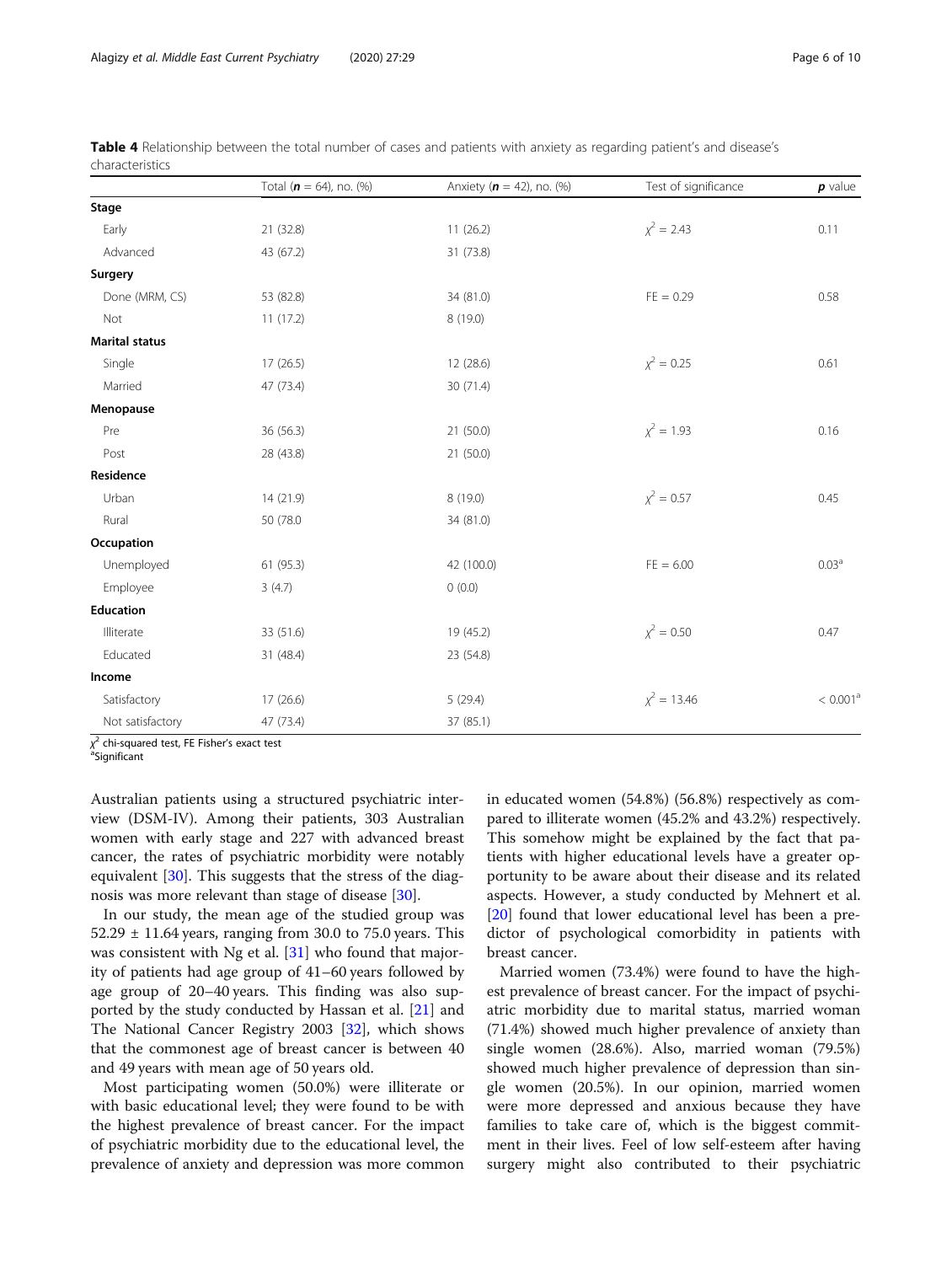**Table 4** Relationship between the total number of cases and patients with anxiety as regarding patient's and disease's characteristics

| | Total (**n** = 64), no. (%) | Anxiety (**n** = 42), no. (%) | Test of significance | **p** value |
|---|---|---|---|---|
| **Stage** | | | | |
| Early | 21 (32.8) | 11 (26.2) | $\chi^2$ = 2.43 | 0.11 |
| Advanced | 43 (67.2) | 31 (73.8) | | |
| **Surgery** | | | | |
| Done (MRM, CS) | 53 (82.8) | 34 (81.0) | FE = 0.29 | 0.58 |
| Not | 11 (17.2) | 8 (19.0) | | |
| **Marital status** | | | | |
| Single | 17 (26.5) | 12 (28.6) | $\chi^2$ = 0.25 | 0.61 |
| Married | 47 (73.4) | 30 (71.4) | | |
| **Menopause** | | | | |
| Pre | 36 (56.3) | 21 (50.0) | $\chi^2$ = 1.93 | 0.16 |
| Post | 28 (43.8) | 21 (50.0) | | |
| **Residence** | | | | |
| Urban | 14 (21.9) | 8 (19.0) | $\chi^2$ = 0.57 | 0.45 |
| Rural | 50 (78.0 | 34 (81.0) | | |
| **Occupation** | | | | |
| Unemployed | 61 (95.3) | 42 (100.0) | FE = 6.00 | 0.03[a] |
| Employee | 3 (4.7) | 0 (0.0) | | |
| **Education** | | | | |
| Illiterate | 33 (51.6) | 19 (45.2) | $\chi^2$ = 0.50 | 0.47 |
| Educated | 31 (48.4) | 23 (54.8) | | |
| **Income** | | | | |
| Satisfactory | 17 (26.6) | 5 (29.4) | $\chi^2$ = 13.46 | < 0.001[a] |
| Not satisfactory | 47 (73.4) | 37 (85.1) | | |

$\chi^2$ chi-squared test, FE Fisher's exact test
[a]Significant

Australian patients using a structured psychiatric interview (DSM-IV). Among their patients, 303 Australian women with early stage and 227 with advanced breast cancer, the rates of psychiatric morbidity were notably equivalent [30]. This suggests that the stress of the diagnosis was more relevant than stage of disease [30].

In our study, the mean age of the studied group was 52.29 ± 11.64 years, ranging from 30.0 to 75.0 years. This was consistent with Ng et al. [31] who found that majority of patients had age group of 41–60 years followed by age group of 20–40 years. This finding was also supported by the study conducted by Hassan et al. [21] and The National Cancer Registry 2003 [32], which shows that the commonest age of breast cancer is between 40 and 49 years with mean age of 50 years old.

Most participating women (50.0%) were illiterate or with basic educational level; they were found to be with the highest prevalence of breast cancer. For the impact of psychiatric morbidity due to the educational level, the prevalence of anxiety and depression was more common in educated women (54.8%) (56.8%) respectively as compared to illiterate women (45.2% and 43.2%) respectively. This somehow might be explained by the fact that patients with higher educational levels have a greater opportunity to be aware about their disease and its related aspects. However, a study conducted by Mehnert et al. [20] found that lower educational level has been a predictor of psychological comorbidity in patients with breast cancer.

Married women (73.4%) were found to have the highest prevalence of breast cancer. For the impact of psychiatric morbidity due to marital status, married woman (71.4%) showed much higher prevalence of anxiety than single women (28.6%). Also, married woman (79.5%) showed much higher prevalence of depression than single women (20.5%). In our opinion, married women were more depressed and anxious because they have families to take care of, which is the biggest commitment in their lives. Feel of low self-esteem after having surgery might also contributed to their psychiatric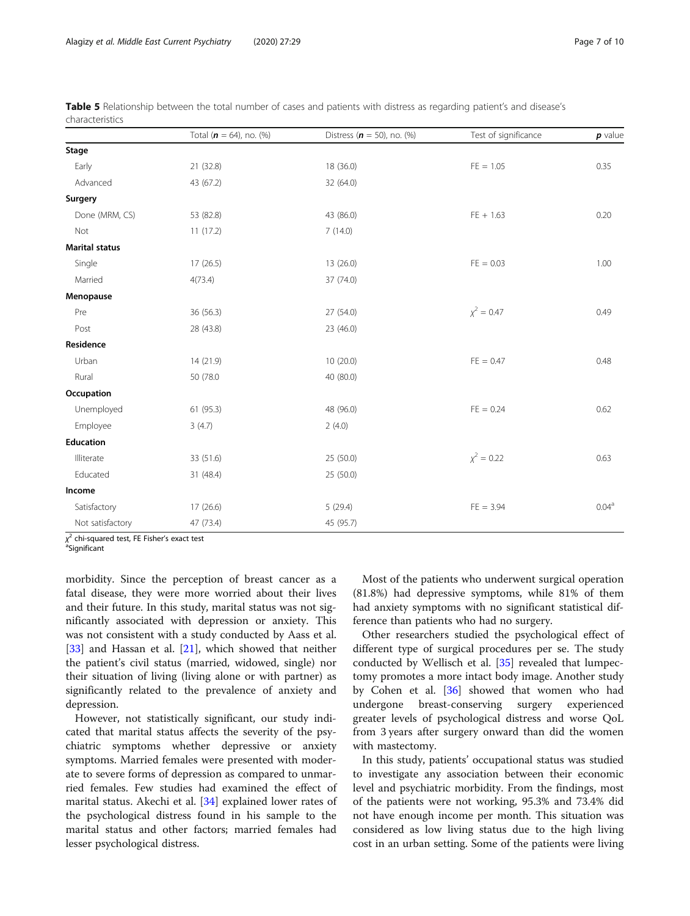**Table 5** Relationship between the total number of cases and patients with distress as regarding patient's and disease's characteristics

| | Total (*n* = 64), no. (%) | Distress (*n* = 50), no. (%) | Test of significance | *p* value |
|---|---|---|---|---|
| **Stage** | | | | |
| Early | 21 (32.8) | 18 (36.0) | FE = 1.05 | 0.35 |
| Advanced | 43 (67.2) | 32 (64.0) | | |
| **Surgery** | | | | |
| Done (MRM, CS) | 53 (82.8) | 43 (86.0) | FE + 1.63 | 0.20 |
| Not | 11 (17.2) | 7 (14.0) | | |
| **Marital status** | | | | |
| Single | 17 (26.5) | 13 (26.0) | FE = 0.03 | 1.00 |
| Married | 4(73.4) | 37 (74.0) | | |
| **Menopause** | | | | |
| Pre | 36 (56.3) | 27 (54.0) | $\chi^2$ = 0.47 | 0.49 |
| Post | 28 (43.8) | 23 (46.0) | | |
| **Residence** | | | | |
| Urban | 14 (21.9) | 10 (20.0) | FE = 0.47 | 0.48 |
| Rural | 50 (78.0 | 40 (80.0) | | |
| **Occupation** | | | | |
| Unemployed | 61 (95.3) | 48 (96.0) | FE = 0.24 | 0.62 |
| Employee | 3 (4.7) | 2 (4.0) | | |
| **Education** | | | | |
| Illiterate | 33 (51.6) | 25 (50.0) | $\chi^2$ = 0.22 | 0.63 |
| Educated | 31 (48.4) | 25 (50.0) | | |
| **Income** | | | | |
| Satisfactory | 17 (26.6) | 5 (29.4) | FE = 3.94 | 0.04[a] |
| Not satisfactory | 47 (73.4) | 45 (95.7) | | |

$\chi^2$ chi-squared test, FE Fisher's exact test
[a]Significant

morbidity. Since the perception of breast cancer as a fatal disease, they were more worried about their lives and their future. In this study, marital status was not significantly associated with depression or anxiety. This was not consistent with a study conducted by Aass et al. [33] and Hassan et al. [21], which showed that neither the patient's civil status (married, widowed, single) nor their situation of living (living alone or with partner) as significantly related to the prevalence of anxiety and depression.

However, not statistically significant, our study indicated that marital status affects the severity of the psychiatric symptoms whether depressive or anxiety symptoms. Married females were presented with moderate to severe forms of depression as compared to unmarried females. Few studies had examined the effect of marital status. Akechi et al. [34] explained lower rates of the psychological distress found in his sample to the marital status and other factors; married females had lesser psychological distress.

Most of the patients who underwent surgical operation (81.8%) had depressive symptoms, while 81% of them had anxiety symptoms with no significant statistical difference than patients who had no surgery.

Other researchers studied the psychological effect of different type of surgical procedures per se. The study conducted by Wellisch et al. [35] revealed that lumpectomy promotes a more intact body image. Another study by Cohen et al. [36] showed that women who had undergone breast-conserving surgery experienced greater levels of psychological distress and worse QoL from 3 years after surgery onward than did the women with mastectomy.

In this study, patients' occupational status was studied to investigate any association between their economic level and psychiatric morbidity. From the findings, most of the patients were not working, 95.3% and 73.4% did not have enough income per month. This situation was considered as low living status due to the high living cost in an urban setting. Some of the patients were living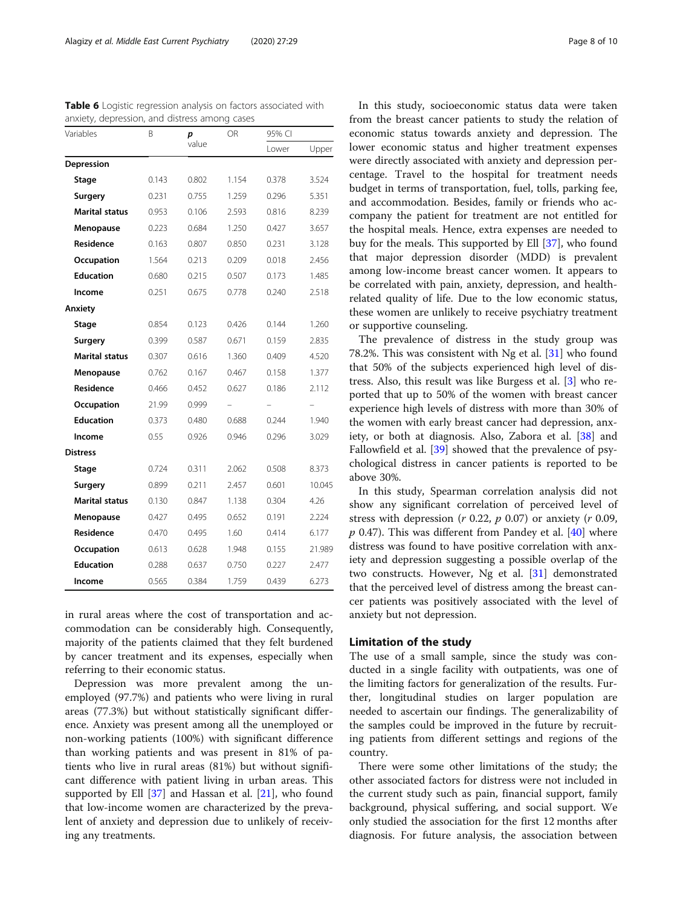**Table 6** Logistic regression analysis on factors associated with anxiety, depression, and distress among cases

| Variables | B | *p* value | OR | 95% CI | |
|---|---|---|---|---|---|
| | | | | Lower | Upper |
| **Depression** | | | | | |
| **Stage** | 0.143 | 0.802 | 1.154 | 0.378 | 3.524 |
| **Surgery** | 0.231 | 0.755 | 1.259 | 0.296 | 5.351 |
| **Marital status** | 0.953 | 0.106 | 2.593 | 0.816 | 8.239 |
| **Menopause** | 0.223 | 0.684 | 1.250 | 0.427 | 3.657 |
| **Residence** | 0.163 | 0.807 | 0.850 | 0.231 | 3.128 |
| **Occupation** | 1.564 | 0.213 | 0.209 | 0.018 | 2.456 |
| **Education** | 0.680 | 0.215 | 0.507 | 0.173 | 1.485 |
| **Income** | 0.251 | 0.675 | 0.778 | 0.240 | 2.518 |
| **Anxiety** | | | | | |
| **Stage** | 0.854 | 0.123 | 0.426 | 0.144 | 1.260 |
| **Surgery** | 0.399 | 0.587 | 0.671 | 0.159 | 2.835 |
| **Marital status** | 0.307 | 0.616 | 1.360 | 0.409 | 4.520 |
| **Menopause** | 0.762 | 0.167 | 0.467 | 0.158 | 1.377 |
| **Residence** | 0.466 | 0.452 | 0.627 | 0.186 | 2.112 |
| **Occupation** | 21.99 | 0.999 | – | – | – |
| **Education** | 0.373 | 0.480 | 0.688 | 0.244 | 1.940 |
| **Income** | 0.55 | 0.926 | 0.946 | 0.296 | 3.029 |
| **Distress** | | | | | |
| **Stage** | 0.724 | 0.311 | 2.062 | 0.508 | 8.373 |
| **Surgery** | 0.899 | 0.211 | 2.457 | 0.601 | 10.045 |
| **Marital status** | 0.130 | 0.847 | 1.138 | 0.304 | 4.26 |
| **Menopause** | 0.427 | 0.495 | 0.652 | 0.191 | 2.224 |
| **Residence** | 0.470 | 0.495 | 1.60 | 0.414 | 6.177 |
| **Occupation** | 0.613 | 0.628 | 1.948 | 0.155 | 21.989 |
| **Education** | 0.288 | 0.637 | 0.750 | 0.227 | 2.477 |
| **Income** | 0.565 | 0.384 | 1.759 | 0.439 | 6.273 |

in rural areas where the cost of transportation and accommodation can be considerably high. Consequently, majority of the patients claimed that they felt burdened by cancer treatment and its expenses, especially when referring to their economic status.

Depression was more prevalent among the unemployed (97.7%) and patients who were living in rural areas (77.3%) but without statistically significant difference. Anxiety was present among all the unemployed or non-working patients (100%) with significant difference than working patients and was present in 81% of patients who live in rural areas (81%) but without significant difference with patient living in urban areas. This supported by Ell [37] and Hassan et al. [21], who found that low-income women are characterized by the prevalent of anxiety and depression due to unlikely of receiving any treatments.

In this study, socioeconomic status data were taken from the breast cancer patients to study the relation of economic status towards anxiety and depression. The lower economic status and higher treatment expenses were directly associated with anxiety and depression percentage. Travel to the hospital for treatment needs budget in terms of transportation, fuel, tolls, parking fee, and accommodation. Besides, family or friends who accompany the patient for treatment are not entitled for the hospital meals. Hence, extra expenses are needed to buy for the meals. This supported by Ell [37], who found that major depression disorder (MDD) is prevalent among low-income breast cancer women. It appears to be correlated with pain, anxiety, depression, and health-related quality of life. Due to the low economic status, these women are unlikely to receive psychiatry treatment or supportive counseling.

The prevalence of distress in the study group was 78.2%. This was consistent with Ng et al. [31] who found that 50% of the subjects experienced high level of distress. Also, this result was like Burgess et al. [3] who reported that up to 50% of the women with breast cancer experience high levels of distress with more than 30% of the women with early breast cancer had depression, anxiety, or both at diagnosis. Also, Zabora et al. [38] and Fallowfield et al. [39] showed that the prevalence of psychological distress in cancer patients is reported to be above 30%.

In this study, Spearman correlation analysis did not show any significant correlation of perceived level of stress with depression ($r$ 0.22, $p$ 0.07) or anxiety ($r$ 0.09, $p$ 0.47). This was different from Pandey et al. [40] where distress was found to have positive correlation with anxiety and depression suggesting a possible overlap of the two constructs. However, Ng et al. [31] demonstrated that the perceived level of distress among the breast cancer patients was positively associated with the level of anxiety but not depression.

## Limitation of the study

The use of a small sample, since the study was conducted in a single facility with outpatients, was one of the limiting factors for generalization of the results. Further, longitudinal studies on larger population are needed to ascertain our findings. The generalizability of the samples could be improved in the future by recruiting patients from different settings and regions of the country.

There were some other limitations of the study; the other associated factors for distress were not included in the current study such as pain, financial support, family background, physical suffering, and social support. We only studied the association for the first 12 months after diagnosis. For future analysis, the association between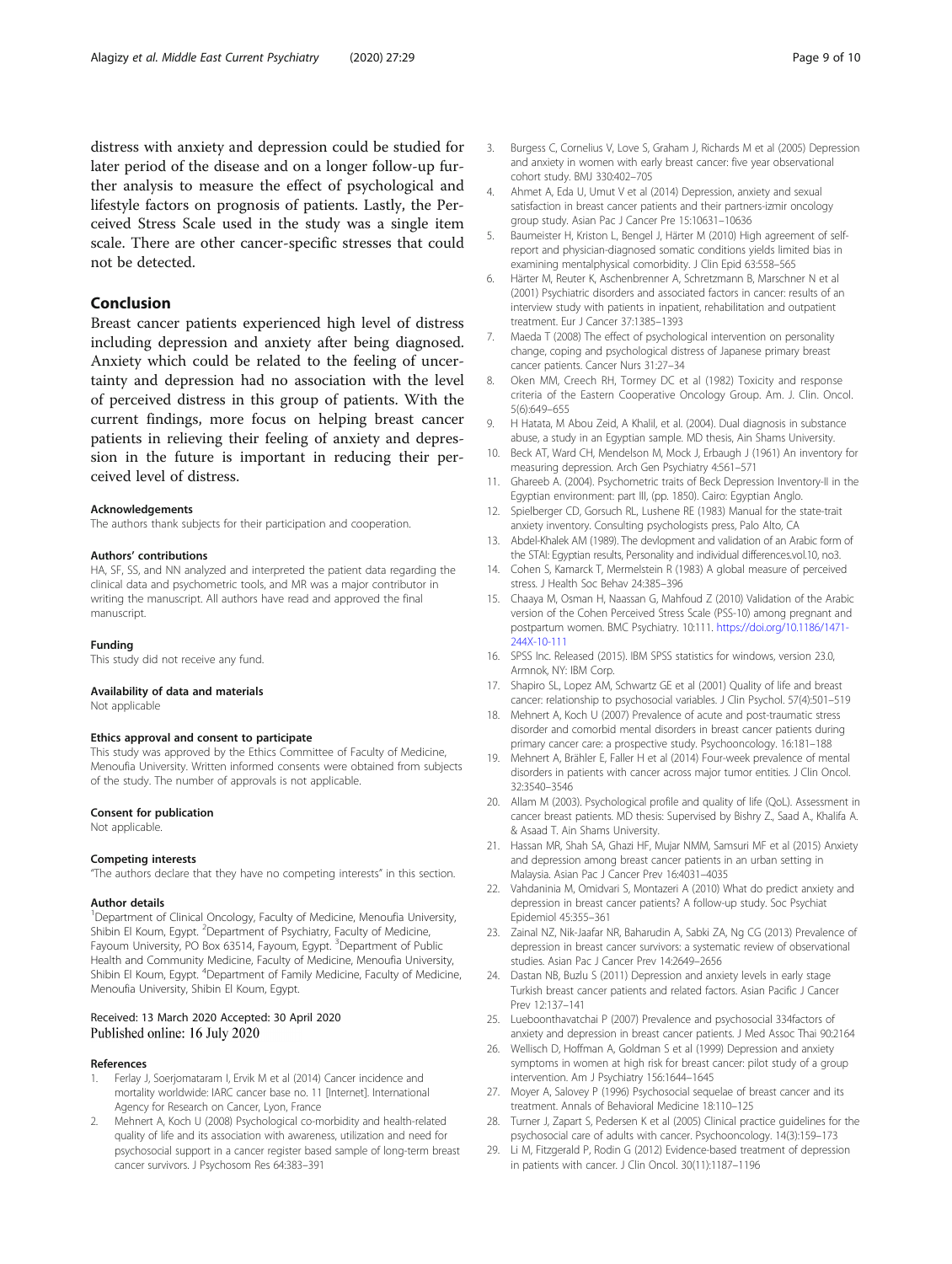distress with anxiety and depression could be studied for later period of the disease and on a longer follow-up further analysis to measure the effect of psychological and lifestyle factors on prognosis of patients. Lastly, the Perceived Stress Scale used in the study was a single item scale. There are other cancer-specific stresses that could not be detected.

## Conclusion

Breast cancer patients experienced high level of distress including depression and anxiety after being diagnosed. Anxiety which could be related to the feeling of uncertainty and depression had no association with the level of perceived distress in this group of patients. With the current findings, more focus on helping breast cancer patients in relieving their feeling of anxiety and depression in the future is important in reducing their perceived level of distress.

#### Acknowledgements

The authors thank subjects for their participation and cooperation.

#### Authors' contributions

HA, SF, SS, and NN analyzed and interpreted the patient data regarding the clinical data and psychometric tools, and MR was a major contributor in writing the manuscript. All authors have read and approved the final manuscript.

#### Funding

This study did not receive any fund.

#### Availability of data and materials

Not applicable

#### Ethics approval and consent to participate

This study was approved by the Ethics Committee of Faculty of Medicine, Menoufia University. Written informed consents were obtained from subjects of the study. The number of approvals is not applicable.

#### Consent for publication

Not applicable.

#### Competing interests

"The authors declare that they have no competing interests" in this section.

#### Author details

[1]Department of Clinical Oncology, Faculty of Medicine, Menoufia University, Shibin El Koum, Egypt. [2]Department of Psychiatry, Faculty of Medicine, Fayoum University, PO Box 63514, Fayoum, Egypt. [3]Department of Public Health and Community Medicine, Faculty of Medicine, Menoufia University, Shibin El Koum, Egypt. [4]Department of Family Medicine, Faculty of Medicine, Menoufia University, Shibin El Koum, Egypt.

Received: 13 March 2020 Accepted: 30 April 2020
Published online: 16 July 2020

#### References

1. Ferlay J, Soerjomataram I, Ervik M et al (2014) Cancer incidence and mortality worldwide: IARC cancer base no. 11 [Internet]. International Agency for Research on Cancer, Lyon, France
2. Mehnert A, Koch U (2008) Psychological co-morbidity and health-related quality of life and its association with awareness, utilization and need for psychosocial support in a cancer register based sample of long-term breast cancer survivors. J Psychosom Res 64:383–391
3. Burgess C, Cornelius V, Love S, Graham J, Richards M et al (2005) Depression and anxiety in women with early breast cancer: five year observational cohort study. BMJ 330:402–705
4. Ahmet A, Eda U, Umut V et al (2014) Depression, anxiety and sexual satisfaction in breast cancer patients and their partners-izmir oncology group study. Asian Pac J Cancer Pre 15:10631–10636
5. Baumeister H, Kriston L, Bengel J, Härter M (2010) High agreement of self-report and physician-diagnosed somatic conditions yields limited bias in examining mentalphysical comorbidity. J Clin Epid 63:558–565
6. Härter M, Reuter K, Aschenbrenner A, Schretzmann B, Marschner N et al (2001) Psychiatric disorders and associated factors in cancer: results of an interview study with patients in inpatient, rehabilitation and outpatient treatment. Eur J Cancer 37:1385–1393
7. Maeda T (2008) The effect of psychological intervention on personality change, coping and psychological distress of Japanese primary breast cancer patients. Cancer Nurs 31:27–34
8. Oken MM, Creech RH, Tormey DC et al (1982) Toxicity and response criteria of the Eastern Cooperative Oncology Group. Am. J. Clin. Oncol. 5(6):649–655
9. H Hatata, M Abou Zeid, A Khalil, et al. (2004). Dual diagnosis in substance abuse, a study in an Egyptian sample. MD thesis, Ain Shams University.
10. Beck AT, Ward CH, Mendelson M, Mock J, Erbaugh J (1961) An inventory for measuring depression. Arch Gen Psychiatry 4:561–571
11. Ghareeb A. (2004). Psychometric traits of Beck Depression Inventory-II in the Egyptian environment: part III, (pp. 1850). Cairo: Egyptian Anglo.
12. Spielberger CD, Gorsuch RL, Lushene RE (1983) Manual for the state-trait anxiety inventory. Consulting psychologists press, Palo Alto, CA
13. Abdel-Khalek AM (1989). The devlopment and validation of an Arabic form of the STAI: Egyptian results, Personality and individual differences.vol.10, no3.
14. Cohen S, Kamarck T, Mermelstein R (1983) A global measure of perceived stress. J Health Soc Behav 24:385–396
15. Chaaya M, Osman H, Naassan G, Mahfoud Z (2010) Validation of the Arabic version of the Cohen Perceived Stress Scale (PSS-10) among pregnant and postpartum women. BMC Psychiatry. 10:111. https://doi.org/10.1186/1471-244X-10-111
16. SPSS Inc. Released (2015). IBM SPSS statistics for windows, version 23.0, Armnok, NY: IBM Corp.
17. Shapiro SL, Lopez AM, Schwartz GE et al (2001) Quality of life and breast cancer: relationship to psychosocial variables. J Clin Psychol. 57(4):501–519
18. Mehnert A, Koch U (2007) Prevalence of acute and post-traumatic stress disorder and comorbid mental disorders in breast cancer patients during primary cancer care: a prospective study. Psychooncology. 16:181–188
19. Mehnert A, Brähler E, Faller H et al (2014) Four-week prevalence of mental disorders in patients with cancer across major tumor entities. J Clin Oncol. 32:3540–3546
20. Allam M (2003). Psychological profile and quality of life (QoL). Assessment in cancer breast patients. MD thesis: Supervised by Bishry Z., Saad A., Khalifa A. & Asaad T. Ain Shams University.
21. Hassan MR, Shah SA, Ghazi HF, Mujar NMM, Samsuri MF et al (2015) Anxiety and depression among breast cancer patients in an urban setting in Malaysia. Asian Pac J Cancer Prev 16:4031–4035
22. Vahdaninia M, Omidvari S, Montazeri A (2010) What do predict anxiety and depression in breast cancer patients? A follow-up study. Soc Psychiat Epidemiol 45:355–361
23. Zainal NZ, Nik-Jaafar NR, Baharudin A, Sabki ZA, Ng CG (2013) Prevalence of depression in breast cancer survivors: a systematic review of observational studies. Asian Pac J Cancer Prev 14:2649–2656
24. Dastan NB, Buzlu S (2011) Depression and anxiety levels in early stage Turkish breast cancer patients and related factors. Asian Pacific J Cancer Prev 12:137–141
25. Lueboonthavatchai P (2007) Prevalence and psychosocial 334factors of anxiety and depression in breast cancer patients. J Med Assoc Thai 90:2164
26. Wellisch D, Hoffman A, Goldman S et al (1999) Depression and anxiety symptoms in women at high risk for breast cancer: pilot study of a group intervention. Am J Psychiatry 156:1644–1645
27. Moyer A, Salovey P (1996) Psychosocial sequelae of breast cancer and its treatment. Annals of Behavioral Medicine 18:110–125
28. Turner J, Zapart S, Pedersen K et al (2005) Clinical practice guidelines for the psychosocial care of adults with cancer. Psychooncology. 14(3):159–173
29. Li M, Fitzgerald P, Rodin G (2012) Evidence-based treatment of depression in patients with cancer. J Clin Oncol. 30(11):1187–1196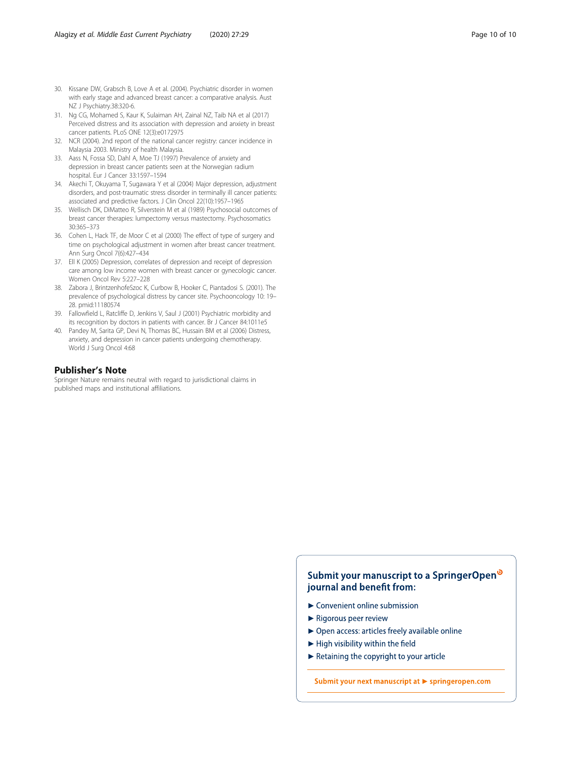30. Kissane DW, Grabsch B, Love A et al. (2004). Psychiatric disorder in women with early stage and advanced breast cancer: a comparative analysis. Aust NZ J Psychiatry.38:320-6.
31. Ng CG, Mohamed S, Kaur K, Sulaiman AH, Zainal NZ, Taib NA et al (2017) Perceived distress and its association with depression and anxiety in breast cancer patients. PLoS ONE 12(3):e0172975
32. NCR (2004). 2nd report of the national cancer registry: cancer incidence in Malaysia 2003. Ministry of health Malaysia.
33. Aass N, Fossa SD, Dahl A, Moe TJ (1997) Prevalence of anxiety and depression in breast cancer patients seen at the Norwegian radium hospital. Eur J Cancer 33:1597–1594
34. Akechi T, Okuyama T, Sugawara Y et al (2004) Major depression, adjustment disorders, and post-traumatic stress disorder in terminally ill cancer patients: associated and predictive factors. J Clin Oncol 22(10):1957–1965
35. Wellisch DK, DiMatteo R, Silverstein M et al (1989) Psychosocial outcomes of breast cancer therapies: lumpectomy versus mastectomy. Psychosomatics 30:365–373
36. Cohen L, Hack TF, de Moor C et al (2000) The effect of type of surgery and time on psychological adjustment in women after breast cancer treatment. Ann Surg Oncol 7(6):427–434
37. Ell K (2005) Depression, correlates of depression and receipt of depression care among low income women with breast cancer or gynecologic cancer. Women Oncol Rev 5:227–228
38. Zabora J, BrintzenhofeSzoc K, Curbow B, Hooker C, Piantadosi S. (2001). The prevalence of psychological distress by cancer site. Psychooncology 10: 19–28. pmid:11180574
39. Fallowfield L, Ratcliffe D, Jenkins V, Saul J (2001) Psychiatric morbidity and its recognition by doctors in patients with cancer. Br J Cancer 84:1011e5
40. Pandey M, Sarita GP, Devi N, Thomas BC, Hussain BM et al (2006) Distress, anxiety, and depression in cancer patients undergoing chemotherapy. World J Surg Oncol 4:68

## Publisher's Note

Springer Nature remains neutral with regard to jurisdictional claims in published maps and institutional affiliations.

**Submit your manuscript to a SpringerOpen journal and benefit from:**

- ► Convenient online submission
- ► Rigorous peer review
- ► Open access: articles freely available online
- ► High visibility within the field
- ► Retaining the copyright to your article

**Submit your next manuscript at ► springeropen.com**